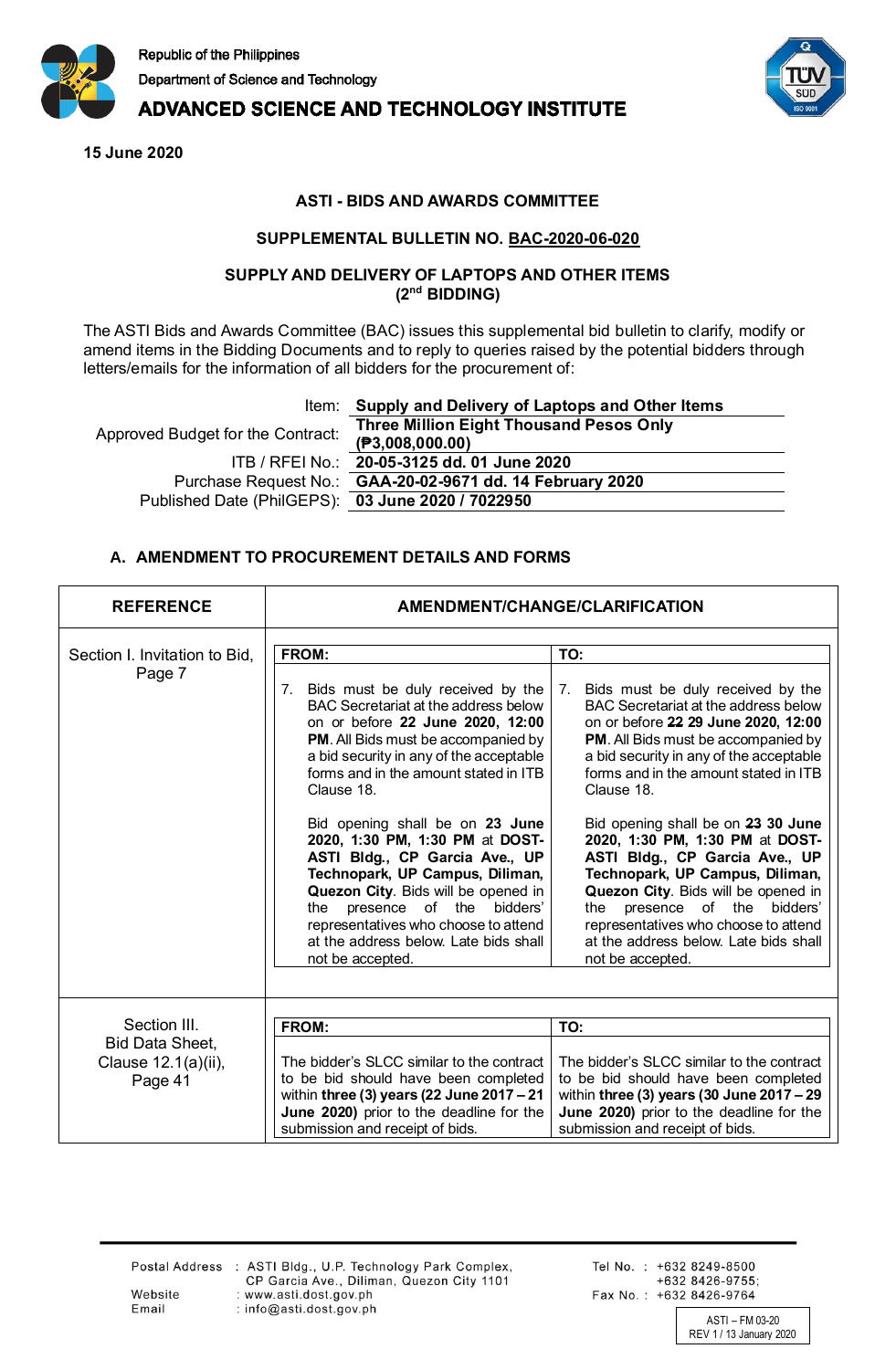Republic of the Philippines
Department of Science and Technology
**ADVANCED SCIENCE AND TECHNOLOGY INSTITUTE**

**15 June 2020**

**ASTI - BIDS AND AWARDS COMMITTEE**

**SUPPLEMENTAL BULLETIN NO. BAC-2020-06-020**

**SUPPLY AND DELIVERY OF LAPTOPS AND OTHER ITEMS**
**(2nd BIDDING)**

The ASTI Bids and Awards Committee (BAC) issues this supplemental bid bulletin to clarify, modify or amend items in the Bidding Documents and to reply to queries raised by the potential bidders through letters/emails for the information of all bidders for the procurement of:

| | |
|---|---|
| Item: | **Supply and Delivery of Laptops and Other Items** |
| Approved Budget for the Contract: | **Three Million Eight Thousand Pesos Only (₱3,008,000.00)** |
| ITB / RFEI No.: | **20-05-3125 dd. 01 June 2020** |
| Purchase Request No.: | **GAA-20-02-9671 dd. 14 February 2020** |
| Published Date (PhilGEPS): | **03 June 2020 / 7022950** |

## A. AMENDMENT TO PROCUREMENT DETAILS AND FORMS

| REFERENCE | FROM: | TO: |
|---|---|---|
| Section I. Invitation to Bid, Page 7 | 7. Bids must be duly received by the BAC Secretariat at the address below on or before **22 June 2020, 12:00 PM**. All Bids must be accompanied by a bid security in any of the acceptable forms and in the amount stated in ITB Clause 18.<br><br>Bid opening shall be on **23 June 2020, 1:30 PM, 1:30 PM** at **DOST-ASTI Bldg., CP Garcia Ave., UP Technopark, UP Campus, Diliman, Quezon City**. Bids will be opened in the presence of the bidders' representatives who choose to attend at the address below. Late bids shall not be accepted. | 7. Bids must be duly received by the BAC Secretariat at the address below on or before **~~22~~ 29 June 2020, 12:00 PM**. All Bids must be accompanied by a bid security in any of the acceptable forms and in the amount stated in ITB Clause 18.<br><br>Bid opening shall be on **~~23~~ 30 June 2020, 1:30 PM, 1:30 PM** at **DOST-ASTI Bldg., CP Garcia Ave., UP Technopark, UP Campus, Diliman, Quezon City**. Bids will be opened in the presence of the bidders' representatives who choose to attend at the address below. Late bids shall not be accepted. |
| Section III. Bid Data Sheet, Clause 12.1(a)(ii), Page 41 | The bidder's SLCC similar to the contract to be bid should have been completed within **three (3) years (22 June 2017 – 21 June 2020)** prior to the deadline for the submission and receipt of bids. | The bidder's SLCC similar to the contract to be bid should have been completed within **three (3) years (30 June 2017 – 29 June 2020)** prior to the deadline for the submission and receipt of bids. |

Postal Address : ASTI Bldg., U.P. Technology Park Complex, CP Garcia Ave., Diliman, Quezon City 1101
Website : www.asti.dost.gov.ph
Email : info@asti.dost.gov.ph
Tel No. : +632 8249-8500 +632 8426-9755;
Fax No. : +632 8426-9764

ASTI – FM 03-20
REV 1 / 13 January 2020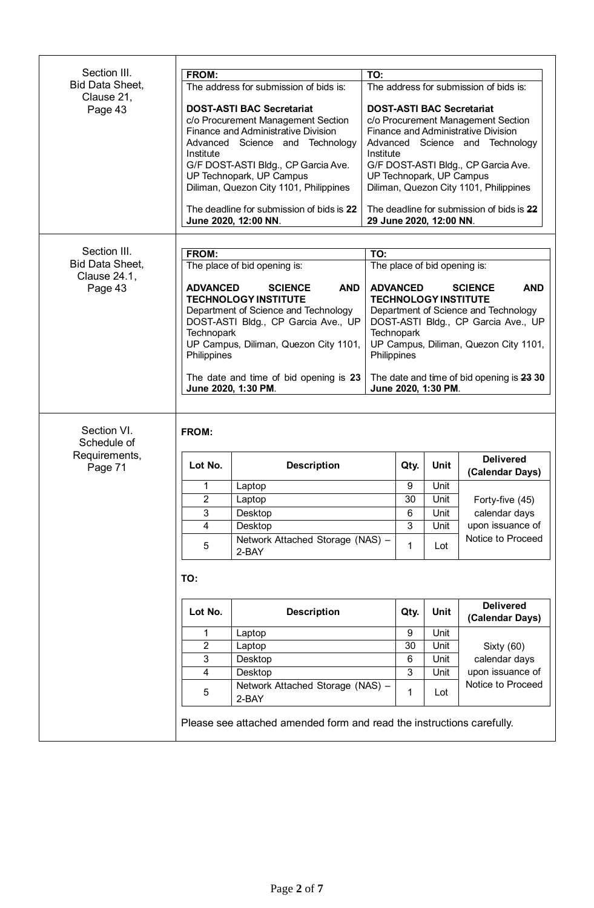| | | |
|---|---|---|
| Section III.<br>Bid Data Sheet,<br>Clause 21,<br>Page 43 | **FROM:**<br>The address for submission of bids is:<br><br>**DOST-ASTI BAC Secretariat**<br>c/o Procurement Management Section<br>Finance and Administrative Division<br>Advanced Science and Technology Institute<br>G/F DOST-ASTI Bldg., CP Garcia Ave.<br>UP Technopark, UP Campus<br>Diliman, Quezon City 1101, Philippines<br><br>The deadline for submission of bids is **22 June 2020, 12:00 NN**. | **TO:**<br>The address for submission of bids is:<br><br>**DOST-ASTI BAC Secretariat**<br>c/o Procurement Management Section<br>Finance and Administrative Division<br>Advanced Science and Technology Institute<br>G/F DOST-ASTI Bldg., CP Garcia Ave.<br>UP Technopark, UP Campus<br>Diliman, Quezon City 1101, Philippines<br><br>The deadline for submission of bids is **~~22~~ 29 June 2020, 12:00 NN**. |
| Section III.<br>Bid Data Sheet,<br>Clause 24.1,<br>Page 43 | **FROM:**<br>The place of bid opening is:<br><br>**ADVANCED SCIENCE AND TECHNOLOGY INSTITUTE**<br>Department of Science and Technology<br>DOST-ASTI Bldg., CP Garcia Ave., UP Technopark<br>UP Campus, Diliman, Quezon City 1101, Philippines<br><br>The date and time of bid opening is **23 June 2020, 1:30 PM**. | **TO:**<br>The place of bid opening is:<br><br>**ADVANCED SCIENCE AND TECHNOLOGY INSTITUTE**<br>Department of Science and Technology<br>DOST-ASTI Bldg., CP Garcia Ave., UP Technopark<br>UP Campus, Diliman, Quezon City 1101, Philippines<br><br>The date and time of bid opening is **~~23~~ 30 June 2020, 1:30 PM**. |

Section VI.
Schedule of Requirements,
Page 71

**FROM:**

| Lot No. | Description | Qty. | Unit | Delivered (Calendar Days) |
|---|---|---|---|---|
| 1 | Laptop | 9 | Unit | Forty-five (45) calendar days upon issuance of Notice to Proceed |
| 2 | Laptop | 30 | Unit | |
| 3 | Desktop | 6 | Unit | |
| 4 | Desktop | 3 | Unit | |
| 5 | Network Attached Storage (NAS) – 2-BAY | 1 | Lot | |

**TO:**

| Lot No. | Description | Qty. | Unit | Delivered (Calendar Days) |
|---|---|---|---|---|
| 1 | Laptop | 9 | Unit | Sixty (60) calendar days upon issuance of Notice to Proceed |
| 2 | Laptop | 30 | Unit | |
| 3 | Desktop | 6 | Unit | |
| 4 | Desktop | 3 | Unit | |
| 5 | Network Attached Storage (NAS) – 2-BAY | 1 | Lot | |

Please see attached amended form and read the instructions carefully.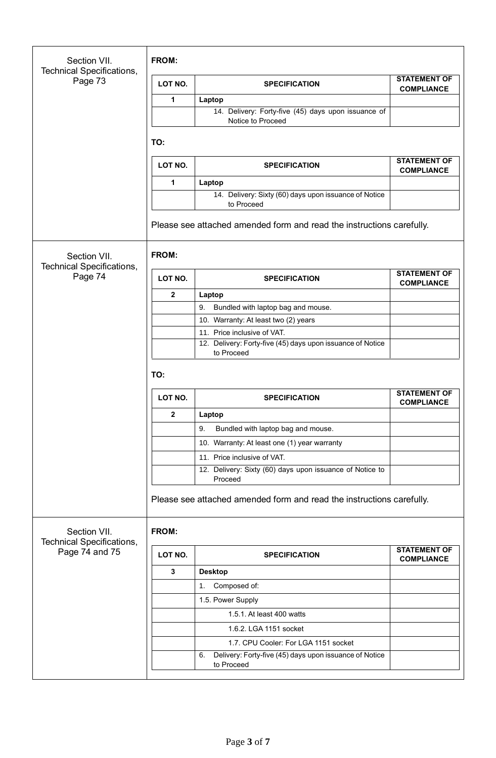<table>
<tr>
<td>Section VII.<br>Technical Specifications,<br>Page 73</td>
<td>

**FROM:**

| LOT NO. | SPECIFICATION | STATEMENT OF COMPLIANCE |
|---|---|---|
| 1 | **Laptop** | |
| | 14. Delivery: Forty-five (45) days upon issuance of Notice to Proceed | |

**TO:**

| LOT NO. | SPECIFICATION | STATEMENT OF COMPLIANCE |
|---|---|---|
| 1 | **Laptop** | |
| | 14. Delivery: Sixty (60) days upon issuance of Notice to Proceed | |

Please see attached amended form and read the instructions carefully.

</td>
</tr>
<tr>
<td>Section VII.<br>Technical Specifications,<br>Page 74</td>
<td>

**FROM:**

| LOT NO. | SPECIFICATION | STATEMENT OF COMPLIANCE |
|---|---|---|
| 2 | **Laptop** | |
| | 9. Bundled with laptop bag and mouse. | |
| | 10. Warranty: At least two (2) years | |
| | 11. Price inclusive of VAT. | |
| | 12. Delivery: Forty-five (45) days upon issuance of Notice to Proceed | |

**TO:**

| LOT NO. | SPECIFICATION | STATEMENT OF COMPLIANCE |
|---|---|---|
| 2 | **Laptop** | |
| | 9. Bundled with laptop bag and mouse. | |
| | 10. Warranty: At least one (1) year warranty | |
| | 11. Price inclusive of VAT. | |
| | 12. Delivery: Sixty (60) days upon issuance of Notice to Proceed | |

Please see attached amended form and read the instructions carefully.

</td>
</tr>
<tr>
<td>Section VII.<br>Technical Specifications,<br>Page 74 and 75</td>
<td>

**FROM:**

| LOT NO. | SPECIFICATION | STATEMENT OF COMPLIANCE |
|---|---|---|
| 3 | **Desktop** | |
| | 1. Composed of: | |
| | 1.5. Power Supply | |
| | 1.5.1. At least 400 watts | |
| | 1.6.2. LGA 1151 socket | |
| | 1.7. CPU Cooler: For LGA 1151 socket | |
| | 6. Delivery: Forty-five (45) days upon issuance of Notice to Proceed | |

</td>
</tr>
</table>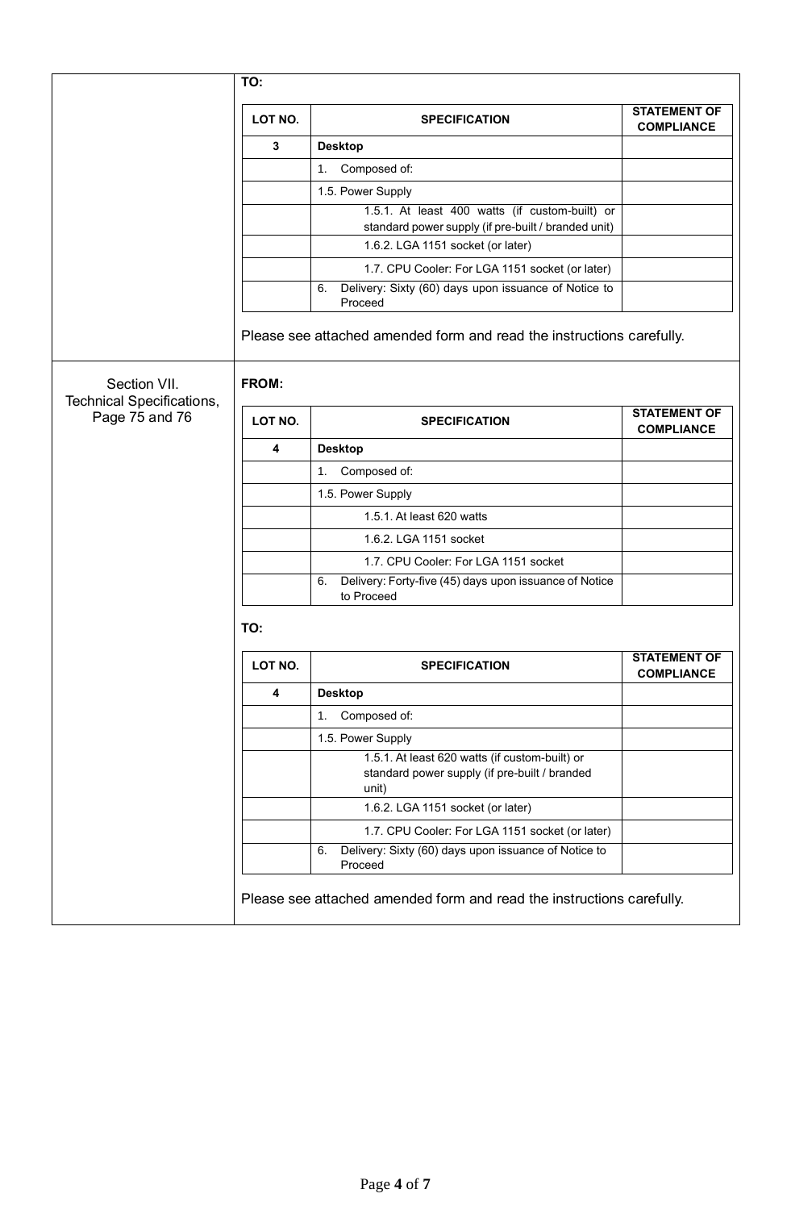**TO:**

| LOT NO. | SPECIFICATION | STATEMENT OF COMPLIANCE |
|---|---|---|
| **3** | **Desktop** | |
| | 1. Composed of: | |
| | 1.5. Power Supply | |
| | 1.5.1. At least 400 watts (if custom-built) or standard power supply (if pre-built / branded unit) | |
| | 1.6.2. LGA 1151 socket (or later) | |
| | 1.7. CPU Cooler: For LGA 1151 socket (or later) | |
| | 6. Delivery: Sixty (60) days upon issuance of Notice to Proceed | |

Please see attached amended form and read the instructions carefully.

---

Section VII. Technical Specifications, Page 75 and 76

**FROM:**

| LOT NO. | SPECIFICATION | STATEMENT OF COMPLIANCE |
|---|---|---|
| **4** | **Desktop** | |
| | 1. Composed of: | |
| | 1.5. Power Supply | |
| | 1.5.1. At least 620 watts | |
| | 1.6.2. LGA 1151 socket | |
| | 1.7. CPU Cooler: For LGA 1151 socket | |
| | 6. Delivery: Forty-five (45) days upon issuance of Notice to Proceed | |

**TO:**

| LOT NO. | SPECIFICATION | STATEMENT OF COMPLIANCE |
|---|---|---|
| **4** | **Desktop** | |
| | 1. Composed of: | |
| | 1.5. Power Supply | |
| | 1.5.1. At least 620 watts (if custom-built) or standard power supply (if pre-built / branded unit) | |
| | 1.6.2. LGA 1151 socket (or later) | |
| | 1.7. CPU Cooler: For LGA 1151 socket (or later) | |
| | 6. Delivery: Sixty (60) days upon issuance of Notice to Proceed | |

Please see attached amended form and read the instructions carefully.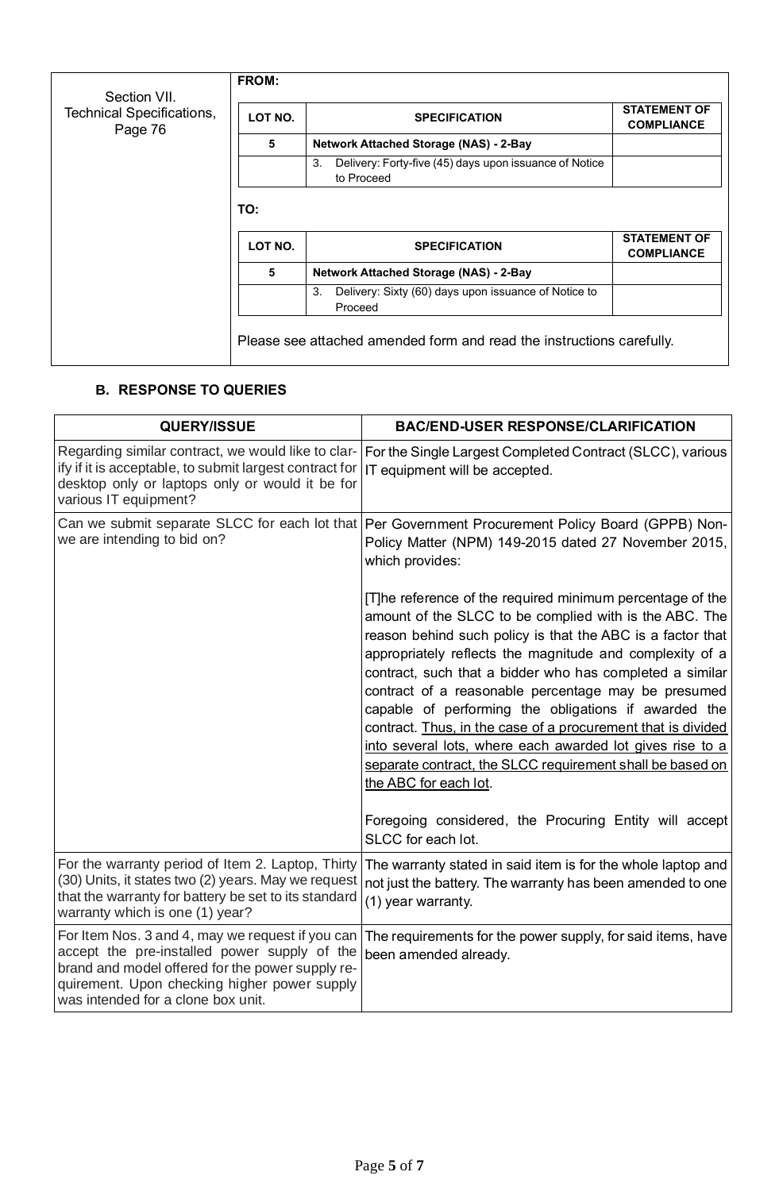| Section VII. Technical Specifications, Page 76 | **FROM:** |
|---|---|

**FROM:**

| LOT NO. | SPECIFICATION | STATEMENT OF COMPLIANCE |
|---|---|---|
| 5 | **Network Attached Storage (NAS) - 2-Bay** | |
| | 3. Delivery: Forty-five (45) days upon issuance of Notice to Proceed | |

**TO:**

| LOT NO. | SPECIFICATION | STATEMENT OF COMPLIANCE |
|---|---|---|
| 5 | **Network Attached Storage (NAS) - 2-Bay** | |
| | 3. Delivery: Sixty (60) days upon issuance of Notice to Proceed | |

Please see attached amended form and read the instructions carefully.

## B. RESPONSE TO QUERIES

| QUERY/ISSUE | BAC/END-USER RESPONSE/CLARIFICATION |
|---|---|
| Regarding similar contract, we would like to clarify if it is acceptable, to submit largest contract for desktop only or laptops only or would it be for various IT equipment? | For the Single Largest Completed Contract (SLCC), various IT equipment will be accepted. |
| Can we submit separate SLCC for each lot that we are intending to bid on? | Per Government Procurement Policy Board (GPPB) Non-Policy Matter (NPM) 149-2015 dated 27 November 2015, which provides:<br><br>[T]he reference of the required minimum percentage of the amount of the SLCC to be complied with is the ABC. The reason behind such policy is that the ABC is a factor that appropriately reflects the magnitude and complexity of a contract, such that a bidder who has completed a similar contract of a reasonable percentage may be presumed capable of performing the obligations if awarded the contract. <u>Thus, in the case of a procurement that is divided into several lots, where each awarded lot gives rise to a separate contract, the SLCC requirement shall be based on the ABC for each lot</u>.<br><br>Foregoing considered, the Procuring Entity will accept SLCC for each lot. |
| For the warranty period of Item 2. Laptop, Thirty (30) Units, it states two (2) years. May we request that the warranty for battery be set to its standard warranty which is one (1) year? | The warranty stated in said item is for the whole laptop and not just the battery. The warranty has been amended to one (1) year warranty. |
| For Item Nos. 3 and 4, may we request if you can accept the pre-installed power supply of the brand and model offered for the power supply requirement. Upon checking higher power supply was intended for a clone box unit. | The requirements for the power supply, for said items, have been amended already. |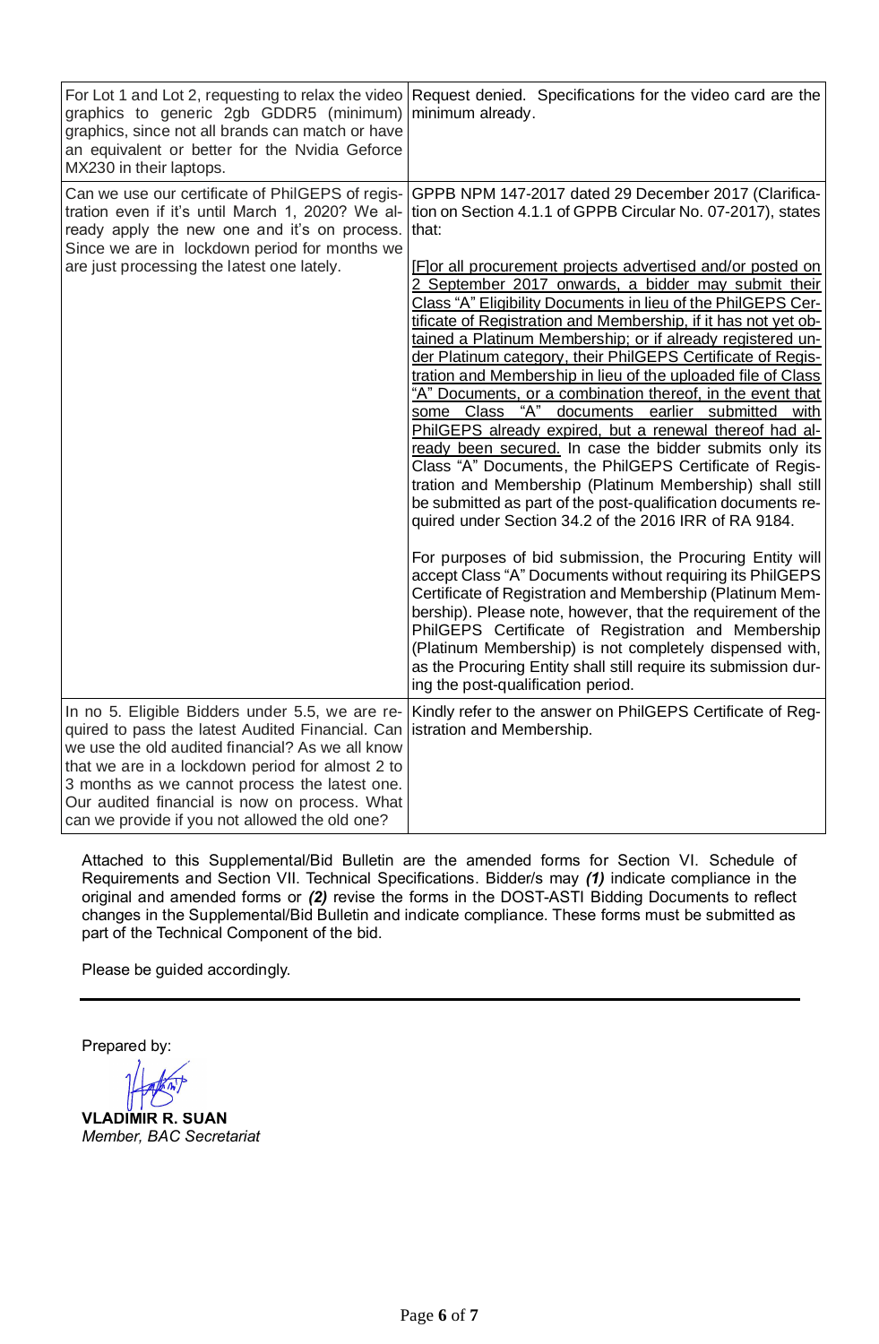| | |
|---|---|
| For Lot 1 and Lot 2, requesting to relax the video graphics to generic 2gb GDDR5 (minimum) graphics, since not all brands can match or have an equivalent or better for the Nvidia Geforce MX230 in their laptops. | Request denied. Specifications for the video card are the minimum already. |
| Can we use our certificate of PhilGEPS of registration even if it's until March 1, 2020? We already apply the new one and it's on process. Since we are in lockdown period for months we are just processing the latest one lately. | GPPB NPM 147-2017 dated 29 December 2017 (Clarification on Section 4.1.1 of GPPB Circular No. 07-2017), states that:<br><br><u>[F]or all procurement projects advertised and/or posted on 2 September 2017 onwards, a bidder may submit their Class "A" Eligibility Documents in lieu of the PhilGEPS Certificate of Registration and Membership, if it has not yet obtained a Platinum Membership; or if already registered under Platinum category, their PhilGEPS Certificate of Registration and Membership in lieu of the uploaded file of Class "A" Documents, or a combination thereof, in the event that some Class "A" documents earlier submitted with PhilGEPS already expired, but a renewal thereof had already been secured.</u> In case the bidder submits only its Class "A" Documents, the PhilGEPS Certificate of Registration and Membership (Platinum Membership) shall still be submitted as part of the post-qualification documents required under Section 34.2 of the 2016 IRR of RA 9184.<br><br>For purposes of bid submission, the Procuring Entity will accept Class "A" Documents without requiring its PhilGEPS Certificate of Registration and Membership (Platinum Membership). Please note, however, that the requirement of the PhilGEPS Certificate of Registration and Membership (Platinum Membership) is not completely dispensed with, as the Procuring Entity shall still require its submission during the post-qualification period. |
| In no 5. Eligible Bidders under 5.5, we are required to pass the latest Audited Financial. Can we use the old audited financial? As we all know that we are in a lockdown period for almost 2 to 3 months as we cannot process the latest one. Our audited financial is now on process. What can we provide if you not allowed the old one? | Kindly refer to the answer on PhilGEPS Certificate of Registration and Membership. |

Attached to this Supplemental/Bid Bulletin are the amended forms for Section VI. Schedule of Requirements and Section VII. Technical Specifications. Bidder/s may ***(1)*** indicate compliance in the original and amended forms or ***(2)*** revise the forms in the DOST-ASTI Bidding Documents to reflect changes in the Supplemental/Bid Bulletin and indicate compliance. These forms must be submitted as part of the Technical Component of the bid.

Please be guided accordingly.

---

Prepared by:

**VLADIMIR R. SUAN**
*Member, BAC Secretariat*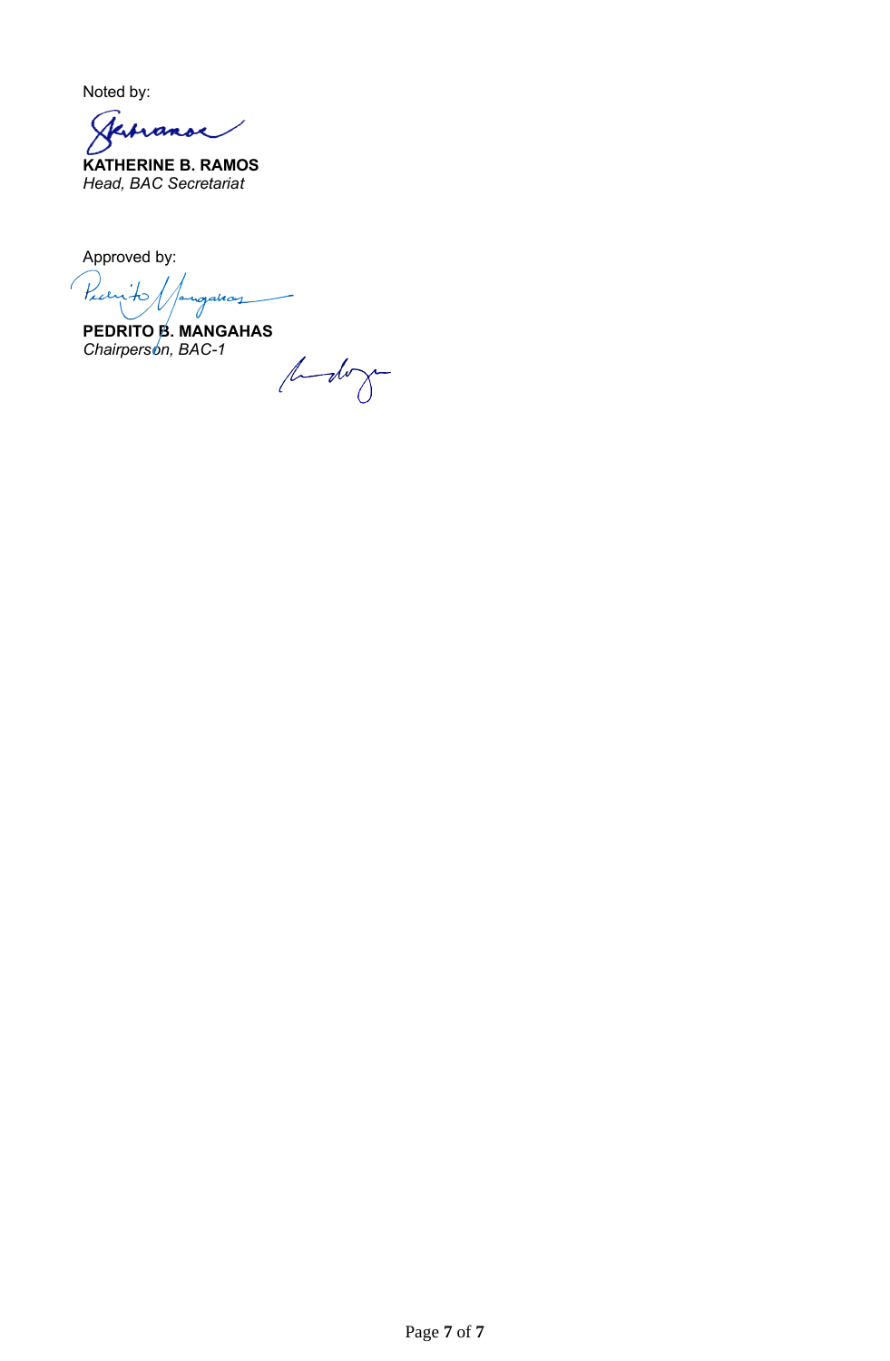Noted by:

**KATHERINE B. RAMOS**
*Head, BAC Secretariat*

Approved by:

**PEDRITO B. MANGAHAS**
*Chairperson, BAC-1*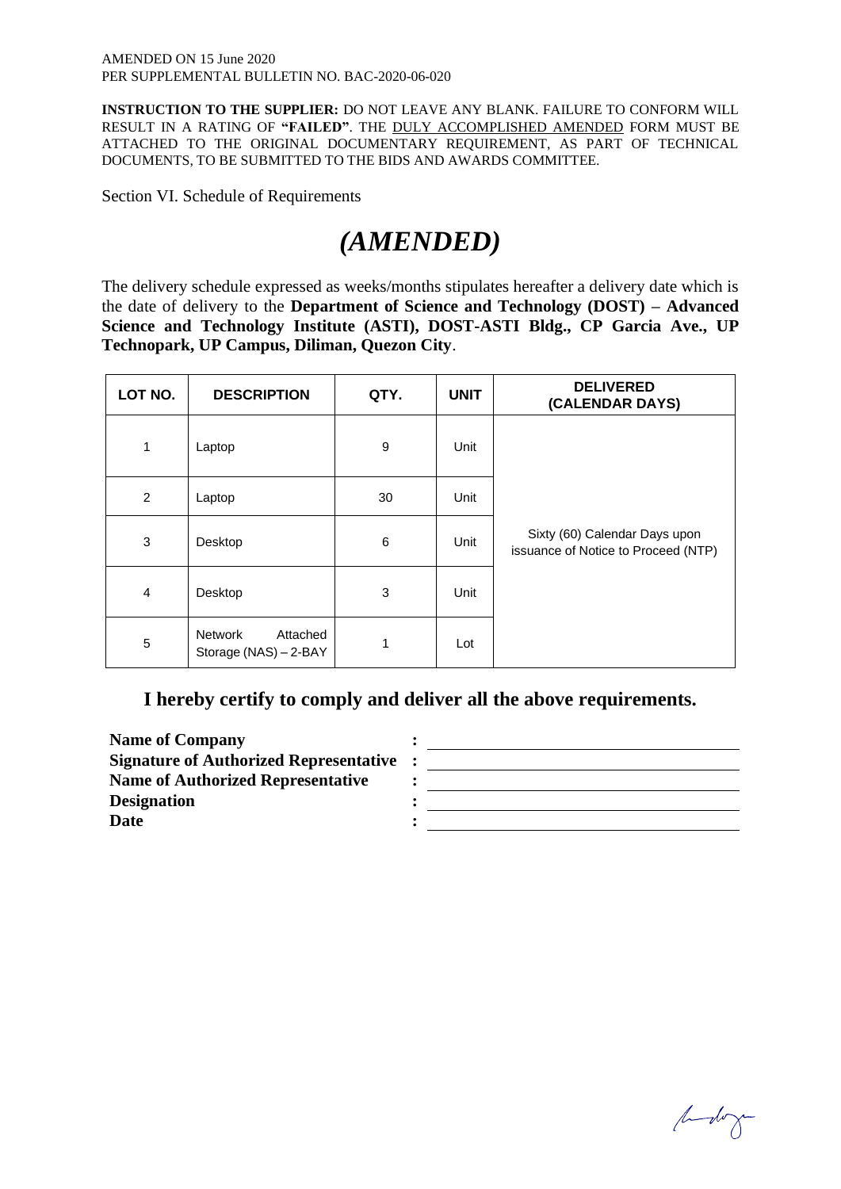AMENDED ON 15 June 2020
PER SUPPLEMENTAL BULLETIN NO. BAC-2020-06-020

**INSTRUCTION TO THE SUPPLIER:** DO NOT LEAVE ANY BLANK. FAILURE TO CONFORM WILL RESULT IN A RATING OF **"FAILED"**. THE DULY ACCOMPLISHED AMENDED FORM MUST BE ATTACHED TO THE ORIGINAL DOCUMENTARY REQUIREMENT, AS PART OF TECHNICAL DOCUMENTS, TO BE SUBMITTED TO THE BIDS AND AWARDS COMMITTEE.

Section VI. Schedule of Requirements

# *(AMENDED)*

The delivery schedule expressed as weeks/months stipulates hereafter a delivery date which is the date of delivery to the **Department of Science and Technology (DOST) – Advanced Science and Technology Institute (ASTI), DOST-ASTI Bldg., CP Garcia Ave., UP Technopark, UP Campus, Diliman, Quezon City**.

| LOT NO. | DESCRIPTION | QTY. | UNIT | DELIVERED (CALENDAR DAYS) |
|---|---|---|---|---|
| 1 | Laptop | 9 | Unit | Sixty (60) Calendar Days upon issuance of Notice to Proceed (NTP) |
| 2 | Laptop | 30 | Unit | |
| 3 | Desktop | 6 | Unit | |
| 4 | Desktop | 3 | Unit | |
| 5 | Network Attached Storage (NAS) – 2-BAY | 1 | Lot | |

## I hereby certify to comply and deliver all the above requirements.

**Name of Company** : \_\_\_\_\_\_\_\_\_\_\_\_\_\_\_\_\_\_\_\_\_\_\_\_\_\_\_\_\_\_
**Signature of Authorized Representative** : \_\_\_\_\_\_\_\_\_\_\_\_\_\_\_\_\_\_\_\_\_\_\_\_\_\_\_\_\_\_
**Name of Authorized Representative** : \_\_\_\_\_\_\_\_\_\_\_\_\_\_\_\_\_\_\_\_\_\_\_\_\_\_\_\_\_\_
**Designation** : \_\_\_\_\_\_\_\_\_\_\_\_\_\_\_\_\_\_\_\_\_\_\_\_\_\_\_\_\_\_
**Date** : \_\_\_\_\_\_\_\_\_\_\_\_\_\_\_\_\_\_\_\_\_\_\_\_\_\_\_\_\_\_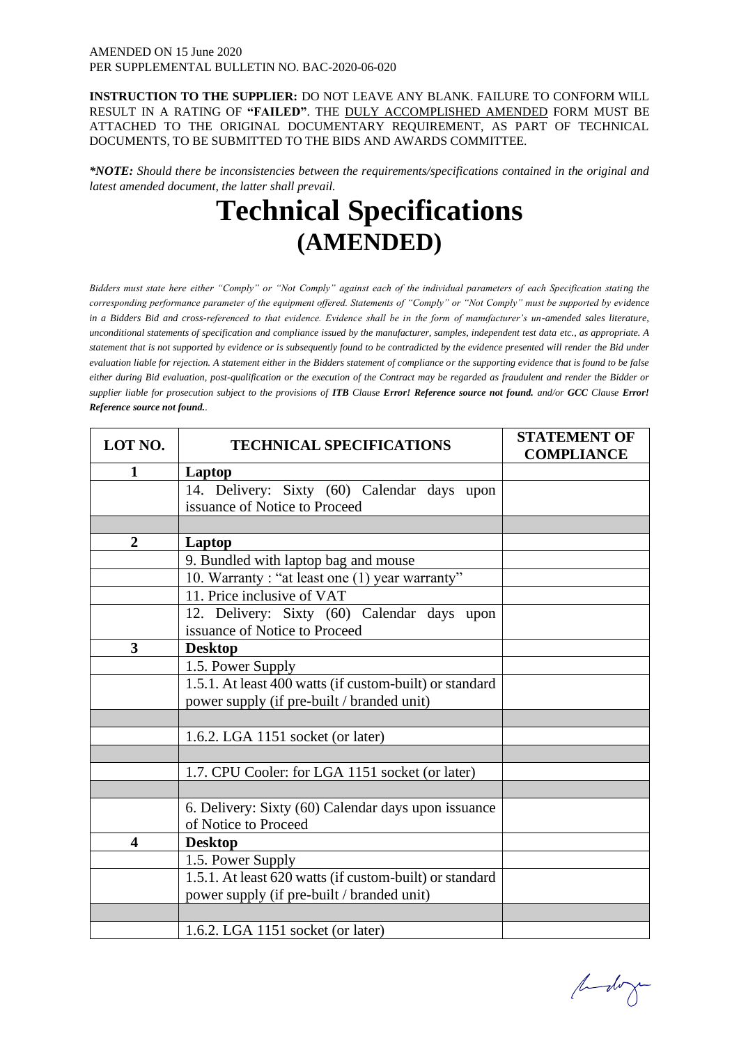AMENDED ON 15 June 2020
PER SUPPLEMENTAL BULLETIN NO. BAC-2020-06-020

**INSTRUCTION TO THE SUPPLIER:** DO NOT LEAVE ANY BLANK. FAILURE TO CONFORM WILL RESULT IN A RATING OF **"FAILED"**. THE DULY ACCOMPLISHED AMENDED FORM MUST BE ATTACHED TO THE ORIGINAL DOCUMENTARY REQUIREMENT, AS PART OF TECHNICAL DOCUMENTS, TO BE SUBMITTED TO THE BIDS AND AWARDS COMMITTEE.

***NOTE:** Should there be inconsistencies between the requirements/specifications contained in the original and latest amended document, the latter shall prevail.*

# Technical Specifications (AMENDED)

*Bidders must state here either "Comply" or "Not Comply" against each of the individual parameters of each Specification stating the corresponding performance parameter of the equipment offered. Statements of "Comply" or "Not Comply" must be supported by evidence in a Bidders Bid and cross-referenced to that evidence. Evidence shall be in the form of manufacturer's un-amended sales literature, unconditional statements of specification and compliance issued by the manufacturer, samples, independent test data etc., as appropriate. A statement that is not supported by evidence or is subsequently found to be contradicted by the evidence presented will render the Bid under evaluation liable for rejection. A statement either in the Bidders statement of compliance or the supporting evidence that is found to be false either during Bid evaluation, post-qualification or the execution of the Contract may be regarded as fraudulent and render the Bidder or supplier liable for prosecution subject to the provisions of **ITB** Clause **Error! Reference source not found.** and/or **GCC** Clause **Error! Reference source not found.**.*

| LOT NO. | TECHNICAL SPECIFICATIONS | STATEMENT OF COMPLIANCE |
|---|---|---|
| **1** | **Laptop** | |
| | 14. Delivery: Sixty (60) Calendar days upon issuance of Notice to Proceed | |
| | | |
| **2** | **Laptop** | |
| | 9. Bundled with laptop bag and mouse | |
| | 10. Warranty : "at least one (1) year warranty" | |
| | 11. Price inclusive of VAT | |
| | 12. Delivery: Sixty (60) Calendar days upon issuance of Notice to Proceed | |
| **3** | **Desktop** | |
| | 1.5. Power Supply | |
| | 1.5.1. At least 400 watts (if custom-built) or standard power supply (if pre-built / branded unit) | |
| | | |
| | 1.6.2. LGA 1151 socket (or later) | |
| | | |
| | 1.7. CPU Cooler: for LGA 1151 socket (or later) | |
| | | |
| | 6. Delivery: Sixty (60) Calendar days upon issuance of Notice to Proceed | |
| **4** | **Desktop** | |
| | 1.5. Power Supply | |
| | 1.5.1. At least 620 watts (if custom-built) or standard power supply (if pre-built / branded unit) | |
| | | |
| | 1.6.2. LGA 1151 socket (or later) | |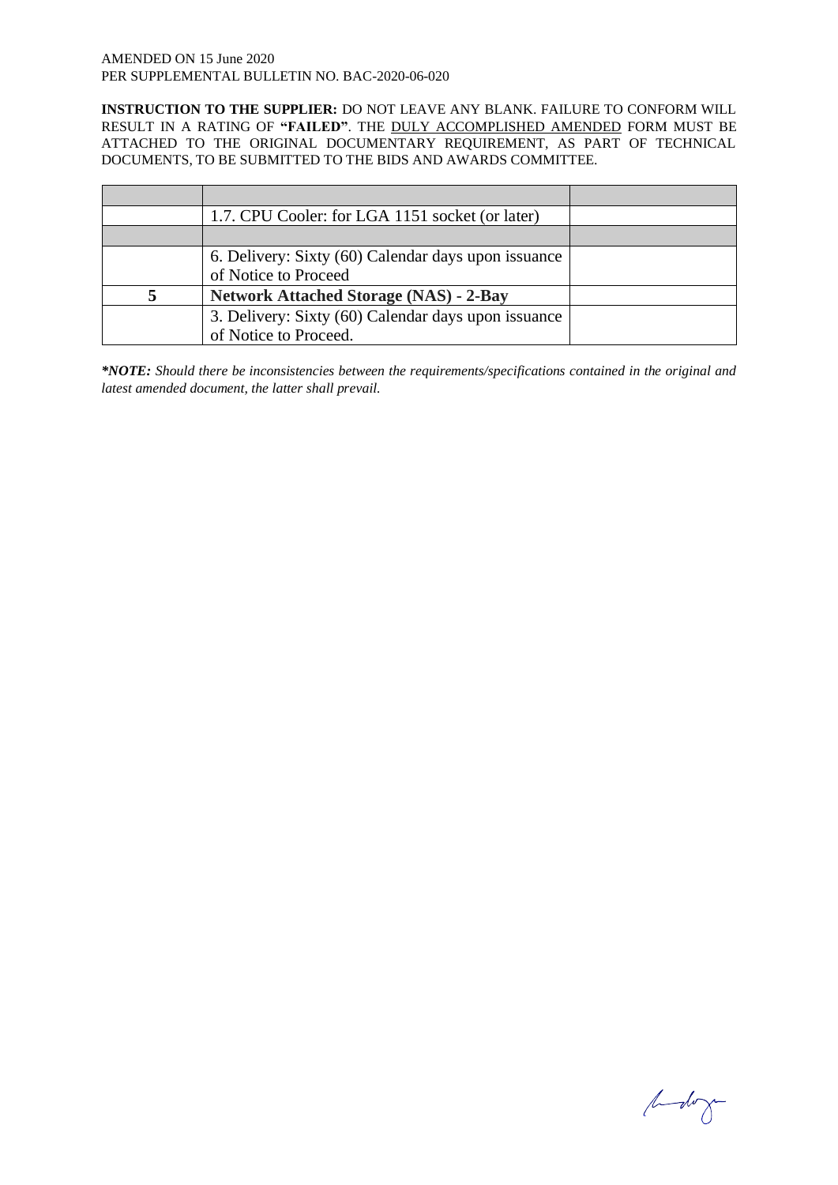AMENDED ON 15 June 2020
PER SUPPLEMENTAL BULLETIN NO. BAC-2020-06-020

**INSTRUCTION TO THE SUPPLIER:** DO NOT LEAVE ANY BLANK. FAILURE TO CONFORM WILL RESULT IN A RATING OF **"FAILED"**. THE DULY ACCOMPLISHED AMENDED FORM MUST BE ATTACHED TO THE ORIGINAL DOCUMENTARY REQUIREMENT, AS PART OF TECHNICAL DOCUMENTS, TO BE SUBMITTED TO THE BIDS AND AWARDS COMMITTEE.

| | | |
|---|---|---|
| | 1.7. CPU Cooler: for LGA 1151 socket (or later) | |
| | | |
| | 6. Delivery: Sixty (60) Calendar days upon issuance of Notice to Proceed | |
| **5** | **Network Attached Storage (NAS) - 2-Bay** | |
| | 3. Delivery: Sixty (60) Calendar days upon issuance of Notice to Proceed. | |

***NOTE:** Should there be inconsistencies between the requirements/specifications contained in the original and latest amended document, the latter shall prevail.*